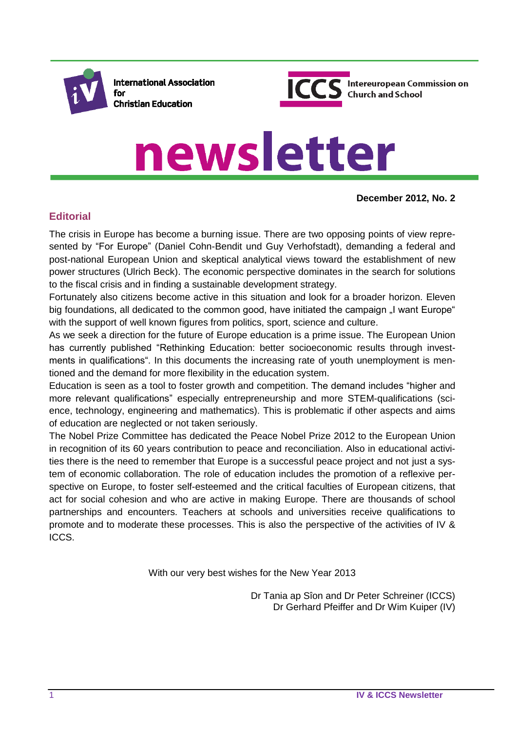International Association for Christian Education

ICCS Intereuropean Commission on Church and School

# newsletter

**December 2012, No. 2**

## Editorial

The crisis in Europe has become a burning issue. There are two opposing points of view represented by “For Europe” (Daniel Cohn-Bendit und Guy Verhofstadt), demanding a federal and post-national European Union and skeptical analytical views toward the establishment of new power structures (Ulrich Beck). The economic perspective dominates in the search for solutions to the fiscal crisis and in finding a sustainable development strategy.

Fortunately also citizens become active in this situation and look for a broader horizon. Eleven big foundations, all dedicated to the common good, have initiated the campaign „I want Europe“ with the support of well known figures from politics, sport, science and culture.

As we seek a direction for the future of Europe education is a prime issue. The European Union has currently published “Rethinking Education: better socioeconomic results through investments in qualifications“. In this documents the increasing rate of youth unemployment is mentioned and the demand for more flexibility in the education system.

Education is seen as a tool to foster growth and competition. The demand includes “higher and more relevant qualifications” especially entrepreneurship and more STEM-qualifications (science, technology, engineering and mathematics). This is problematic if other aspects and aims of education are neglected or not taken seriously.

The Nobel Prize Committee has dedicated the Peace Nobel Prize 2012 to the European Union in recognition of its 60 years contribution to peace and reconciliation. Also in educational activities there is the need to remember that Europe is a successful peace project and not just a system of economic collaboration. The role of education includes the promotion of a reflexive perspective on Europe, to foster self-esteemed and the critical faculties of European citizens, that act for social cohesion and who are active in making Europe. There are thousands of school partnerships and encounters. Teachers at schools and universities receive qualifications to promote and to moderate these processes. This is also the perspective of the activities of IV & ICCS.

With our very best wishes for the New Year 2013

Dr Tania ap Sîon and Dr Peter Schreiner (ICCS)
Dr Gerhard Pfeiffer and Dr Wim Kuiper (IV)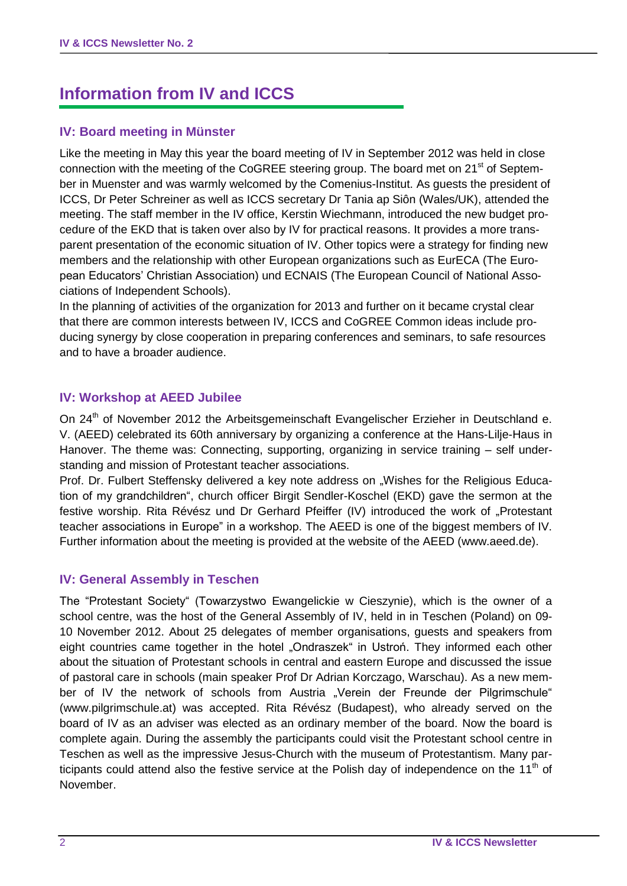# Information from IV and ICCS

## IV: Board meeting in Münster

Like the meeting in May this year the board meeting of IV in September 2012 was held in close connection with the meeting of the CoGREE steering group. The board met on 21st of September in Muenster and was warmly welcomed by the Comenius-Institut. As guests the president of ICCS, Dr Peter Schreiner as well as ICCS secretary Dr Tania ap Siôn (Wales/UK), attended the meeting. The staff member in the IV office, Kerstin Wiechmann, introduced the new budget procedure of the EKD that is taken over also by IV for practical reasons. It provides a more transparent presentation of the economic situation of IV. Other topics were a strategy for finding new members and the relationship with other European organizations such as EurECA (The European Educators' Christian Association) und ECNAIS (The European Council of National Associations of Independent Schools).

In the planning of activities of the organization for 2013 and further on it became crystal clear that there are common interests between IV, ICCS and CoGREE Common ideas include producing synergy by close cooperation in preparing conferences and seminars, to safe resources and to have a broader audience.

## IV: Workshop at AEED Jubilee

On 24th of November 2012 the Arbeitsgemeinschaft Evangelischer Erzieher in Deutschland e. V. (AEED) celebrated its 60th anniversary by organizing a conference at the Hans-Lilje-Haus in Hanover. The theme was: Connecting, supporting, organizing in service training – self understanding and mission of Protestant teacher associations.

Prof. Dr. Fulbert Steffensky delivered a key note address on „Wishes for the Religious Education of my grandchildren", church officer Birgit Sendler-Koschel (EKD) gave the sermon at the festive worship. Rita Révész und Dr Gerhard Pfeiffer (IV) introduced the work of „Protestant teacher associations in Europe" in a workshop. The AEED is one of the biggest members of IV. Further information about the meeting is provided at the website of the AEED (www.aeed.de).

## IV: General Assembly in Teschen

The "Protestant Society" (Towarzystwo Ewangelickie w Cieszynie), which is the owner of a school centre, was the host of the General Assembly of IV, held in in Teschen (Poland) on 09-10 November 2012. About 25 delegates of member organisations, guests and speakers from eight countries came together in the hotel „Ondraszek" in Ustroń. They informed each other about the situation of Protestant schools in central and eastern Europe and discussed the issue of pastoral care in schools (main speaker Prof Dr Adrian Korczago, Warschau). As a new member of IV the network of schools from Austria „Verein der Freunde der Pilgrimschule" (www.pilgrimschule.at) was accepted. Rita Révész (Budapest), who already served on the board of IV as an adviser was elected as an ordinary member of the board. Now the board is complete again. During the assembly the participants could visit the Protestant school centre in Teschen as well as the impressive Jesus-Church with the museum of Protestantism. Many participants could attend also the festive service at the Polish day of independence on the 11th of November.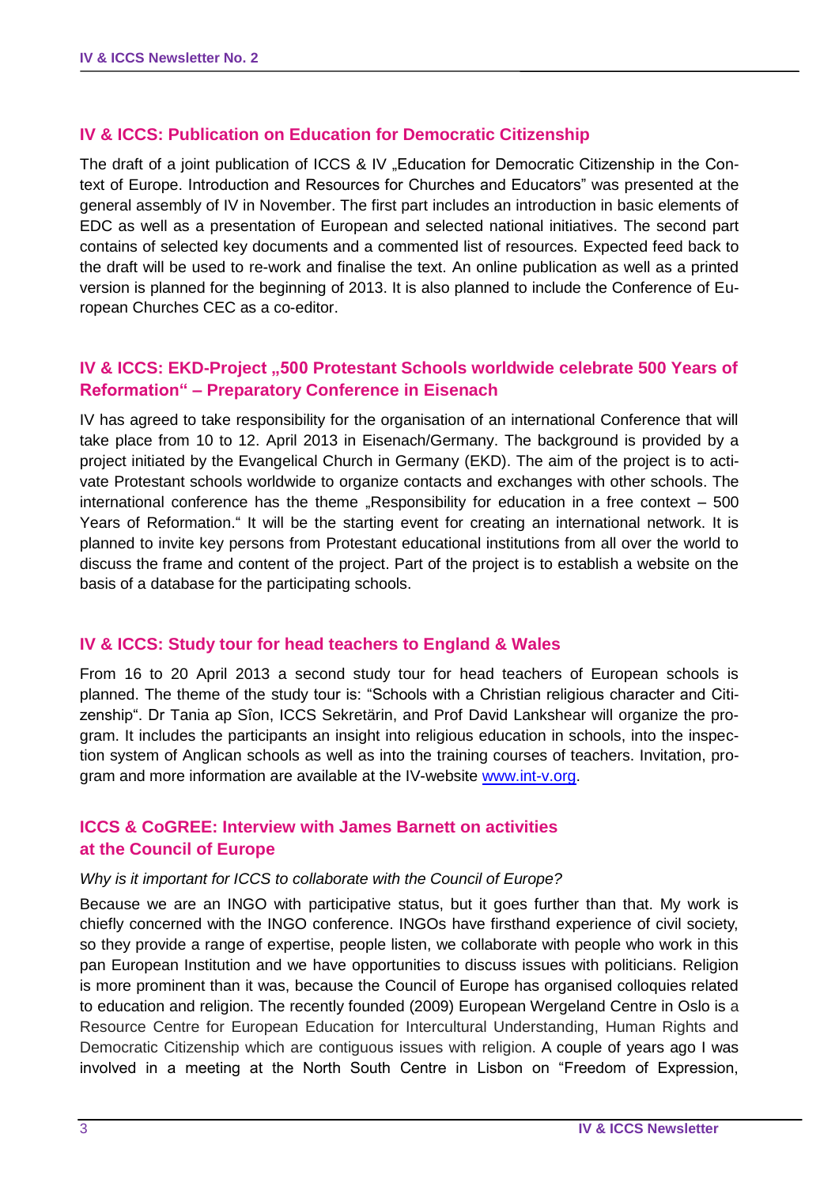## IV & ICCS: Publication on Education for Democratic Citizenship

The draft of a joint publication of ICCS & IV „Education for Democratic Citizenship in the Context of Europe. Introduction and Resources for Churches and Educators" was presented at the general assembly of IV in November. The first part includes an introduction in basic elements of EDC as well as a presentation of European and selected national initiatives. The second part contains of selected key documents and a commented list of resources. Expected feed back to the draft will be used to re-work and finalise the text. An online publication as well as a printed version is planned for the beginning of 2013. It is also planned to include the Conference of European Churches CEC as a co-editor.

## IV & ICCS: EKD-Project „500 Protestant Schools worldwide celebrate 500 Years of Reformation" – Preparatory Conference in Eisenach

IV has agreed to take responsibility for the organisation of an international Conference that will take place from 10 to 12. April 2013 in Eisenach/Germany. The background is provided by a project initiated by the Evangelical Church in Germany (EKD). The aim of the project is to activate Protestant schools worldwide to organize contacts and exchanges with other schools. The international conference has the theme „Responsibility for education in a free context – 500 Years of Reformation." It will be the starting event for creating an international network. It is planned to invite key persons from Protestant educational institutions from all over the world to discuss the frame and content of the project. Part of the project is to establish a website on the basis of a database for the participating schools.

## IV & ICCS: Study tour for head teachers to England & Wales

From 16 to 20 April 2013 a second study tour for head teachers of European schools is planned. The theme of the study tour is: "Schools with a Christian religious character and Citizenship". Dr Tania ap Sîon, ICCS Sekretärin, and Prof David Lankshear will organize the program. It includes the participants an insight into religious education in schools, into the inspection system of Anglican schools as well as into the training courses of teachers. Invitation, program and more information are available at the IV-website www.int-v.org.

## ICCS & CoGREE: Interview with James Barnett on activities at the Council of Europe

*Why is it important for ICCS to collaborate with the Council of Europe?*

Because we are an INGO with participative status, but it goes further than that. My work is chiefly concerned with the INGO conference. INGOs have firsthand experience of civil society, so they provide a range of expertise, people listen, we collaborate with people who work in this pan European Institution and we have opportunities to discuss issues with politicians. Religion is more prominent than it was, because the Council of Europe has organised colloquies related to education and religion. The recently founded (2009) European Wergeland Centre in Oslo is a Resource Centre for European Education for Intercultural Understanding, Human Rights and Democratic Citizenship which are contiguous issues with religion. A couple of years ago I was involved in a meeting at the North South Centre in Lisbon on "Freedom of Expression,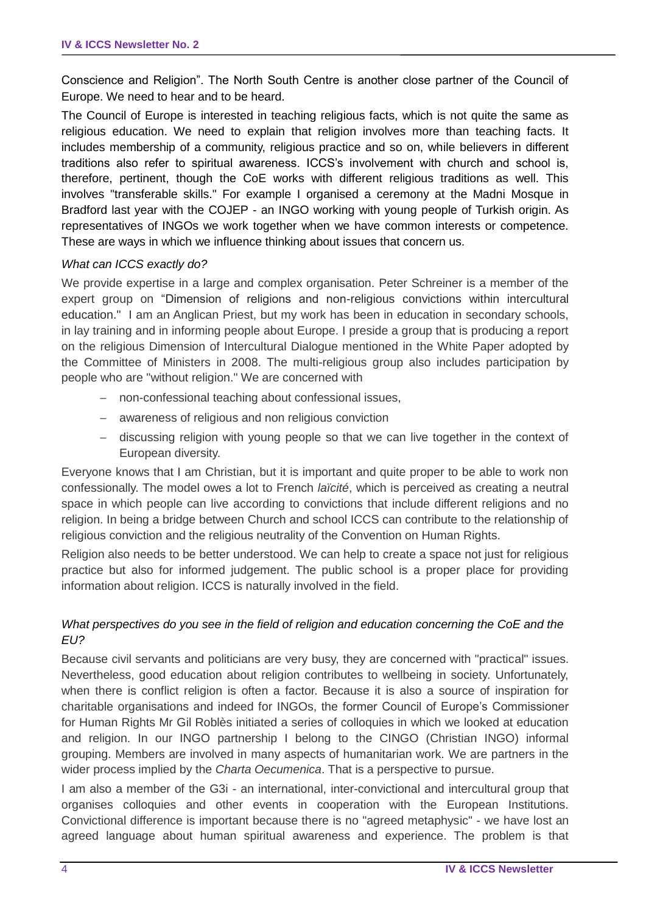Conscience and Religion". The North South Centre is another close partner of the Council of Europe. We need to hear and to be heard.

The Council of Europe is interested in teaching religious facts, which is not quite the same as religious education. We need to explain that religion involves more than teaching facts. It includes membership of a community, religious practice and so on, while believers in different traditions also refer to spiritual awareness. ICCS's involvement with church and school is, therefore, pertinent, though the CoE works with different religious traditions as well. This involves "transferable skills." For example I organised a ceremony at the Madni Mosque in Bradford last year with the COJEP - an INGO working with young people of Turkish origin. As representatives of INGOs we work together when we have common interests or competence. These are ways in which we influence thinking about issues that concern us.

*What can ICCS exactly do?*

We provide expertise in a large and complex organisation. Peter Schreiner is a member of the expert group on "Dimension of religions and non-religious convictions within intercultural education." I am an Anglican Priest, but my work has been in education in secondary schools, in lay training and in informing people about Europe. I preside a group that is producing a report on the religious Dimension of Intercultural Dialogue mentioned in the White Paper adopted by the Committee of Ministers in 2008. The multi-religious group also includes participation by people who are "without religion." We are concerned with

- non-confessional teaching about confessional issues,
- awareness of religious and non religious conviction
- discussing religion with young people so that we can live together in the context of European diversity.

Everyone knows that I am Christian, but it is important and quite proper to be able to work non confessionally. The model owes a lot to French *laïcité*, which is perceived as creating a neutral space in which people can live according to convictions that include different religions and no religion. In being a bridge between Church and school ICCS can contribute to the relationship of religious conviction and the religious neutrality of the Convention on Human Rights.

Religion also needs to be better understood. We can help to create a space not just for religious practice but also for informed judgement. The public school is a proper place for providing information about religion. ICCS is naturally involved in the field.

*What perspectives do you see in the field of religion and education concerning the CoE and the EU?*

Because civil servants and politicians are very busy, they are concerned with "practical" issues. Nevertheless, good education about religion contributes to wellbeing in society. Unfortunately, when there is conflict religion is often a factor. Because it is also a source of inspiration for charitable organisations and indeed for INGOs, the former Council of Europe's Commissioner for Human Rights Mr Gil Roblès initiated a series of colloquies in which we looked at education and religion. In our INGO partnership I belong to the CINGO (Christian INGO) informal grouping. Members are involved in many aspects of humanitarian work. We are partners in the wider process implied by the *Charta Oecumenica*. That is a perspective to pursue.

I am also a member of the G3i - an international, inter-convictional and intercultural group that organises colloquies and other events in cooperation with the European Institutions. Convictional difference is important because there is no "agreed metaphysic" - we have lost an agreed language about human spiritual awareness and experience. The problem is that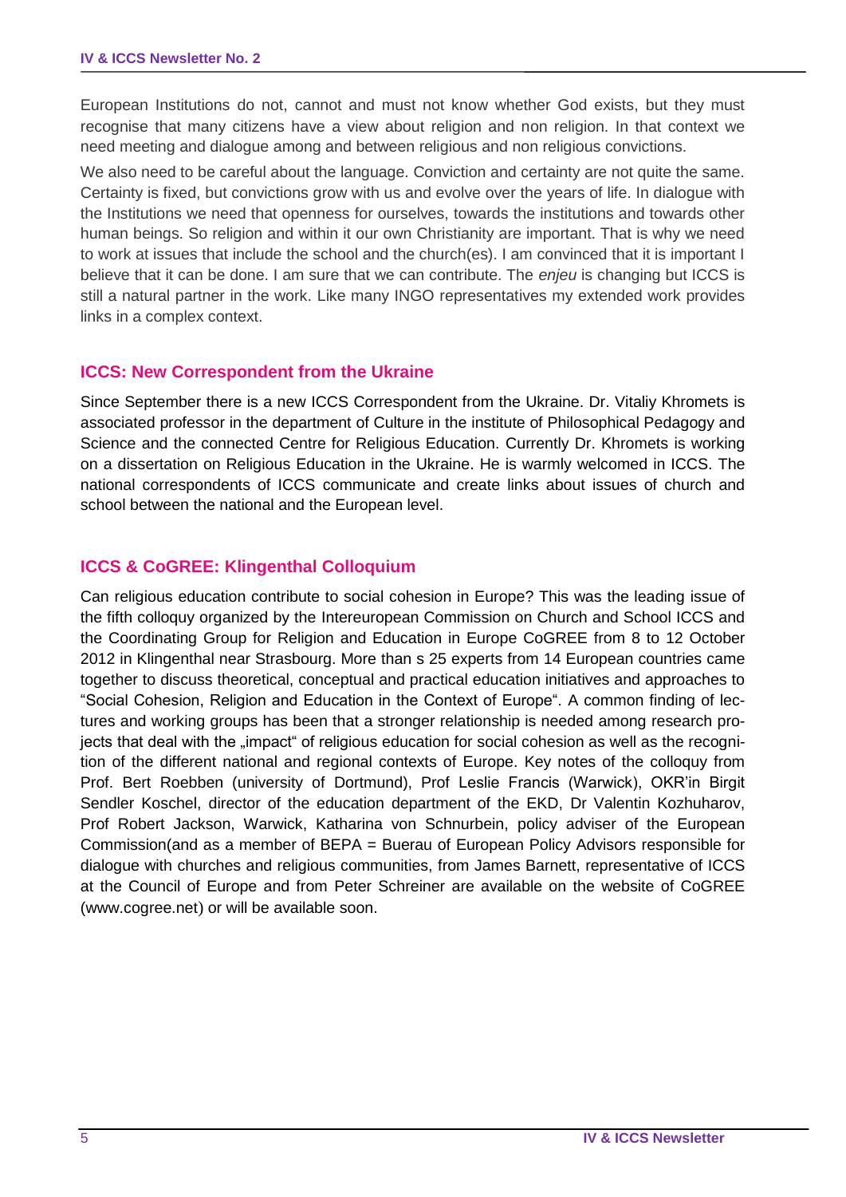European Institutions do not, cannot and must not know whether God exists, but they must recognise that many citizens have a view about religion and non religion. In that context we need meeting and dialogue among and between religious and non religious convictions.

We also need to be careful about the language. Conviction and certainty are not quite the same. Certainty is fixed, but convictions grow with us and evolve over the years of life. In dialogue with the Institutions we need that openness for ourselves, towards the institutions and towards other human beings. So religion and within it our own Christianity are important. That is why we need to work at issues that include the school and the church(es). I am convinced that it is important I believe that it can be done. I am sure that we can contribute. The *enjeu* is changing but ICCS is still a natural partner in the work. Like many INGO representatives my extended work provides links in a complex context.

## ICCS: New Correspondent from the Ukraine

Since September there is a new ICCS Correspondent from the Ukraine. Dr. Vitaliy Khromets is associated professor in the department of Culture in the institute of Philosophical Pedagogy and Science and the connected Centre for Religious Education. Currently Dr. Khromets is working on a dissertation on Religious Education in the Ukraine. He is warmly welcomed in ICCS. The national correspondents of ICCS communicate and create links about issues of church and school between the national and the European level.

## ICCS & CoGREE: Klingenthal Colloquium

Can religious education contribute to social cohesion in Europe? This was the leading issue of the fifth colloquy organized by the Intereuropean Commission on Church and School ICCS and the Coordinating Group for Religion and Education in Europe CoGREE from 8 to 12 October 2012 in Klingenthal near Strasbourg. More than s 25 experts from 14 European countries came together to discuss theoretical, conceptual and practical education initiatives and approaches to "Social Cohesion, Religion and Education in the Context of Europe". A common finding of lectures and working groups has been that a stronger relationship is needed among research projects that deal with the „impact" of religious education for social cohesion as well as the recognition of the different national and regional contexts of Europe. Key notes of the colloquy from Prof. Bert Roebben (university of Dortmund), Prof Leslie Francis (Warwick), OKR'in Birgit Sendler Koschel, director of the education department of the EKD, Dr Valentin Kozhuharov, Prof Robert Jackson, Warwick, Katharina von Schnurbein, policy adviser of the European Commission(and as a member of BEPA = Buerau of European Policy Advisors responsible for dialogue with churches and religious communities, from James Barnett, representative of ICCS at the Council of Europe and from Peter Schreiner are available on the website of CoGREE (www.cogree.net) or will be available soon.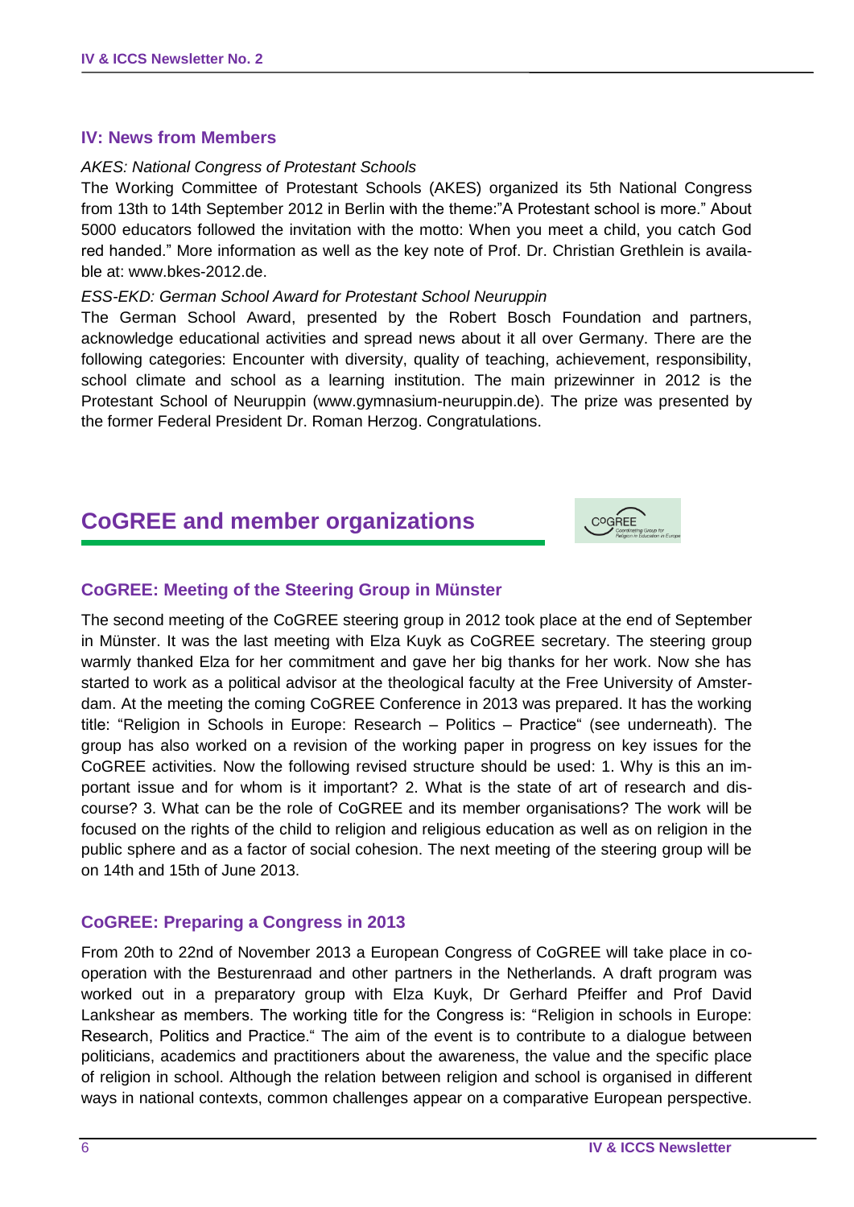### IV: News from Members

*AKES: National Congress of Protestant Schools*

The Working Committee of Protestant Schools (AKES) organized its 5th National Congress from 13th to 14th September 2012 in Berlin with the theme:"A Protestant school is more." About 5000 educators followed the invitation with the motto: When you meet a child, you catch God red handed." More information as well as the key note of Prof. Dr. Christian Grethlein is available at: www.bkes-2012.de.

*ESS-EKD: German School Award for Protestant School Neuruppin*

The German School Award, presented by the Robert Bosch Foundation and partners, acknowledge educational activities and spread news about it all over Germany. There are the following categories: Encounter with diversity, quality of teaching, achievement, responsibility, school climate and school as a learning institution. The main prizewinner in 2012 is the Protestant School of Neuruppin (www.gymnasium-neuruppin.de). The prize was presented by the former Federal President Dr. Roman Herzog. Congratulations.

## CoGREE and member organizations

### CoGREE: Meeting of the Steering Group in Münster

The second meeting of the CoGREE steering group in 2012 took place at the end of September in Münster. It was the last meeting with Elza Kuyk as CoGREE secretary. The steering group warmly thanked Elza for her commitment and gave her big thanks for her work. Now she has started to work as a political advisor at the theological faculty at the Free University of Amsterdam. At the meeting the coming CoGREE Conference in 2013 was prepared. It has the working title: "Religion in Schools in Europe: Research – Politics – Practice" (see underneath). The group has also worked on a revision of the working paper in progress on key issues for the CoGREE activities. Now the following revised structure should be used: 1. Why is this an important issue and for whom is it important? 2. What is the state of art of research and discourse? 3. What can be the role of CoGREE and its member organisations? The work will be focused on the rights of the child to religion and religious education as well as on religion in the public sphere and as a factor of social cohesion. The next meeting of the steering group will be on 14th and 15th of June 2013.

### CoGREE: Preparing a Congress in 2013

From 20th to 22nd of November 2013 a European Congress of CoGREE will take place in co-operation with the Besturenraad and other partners in the Netherlands. A draft program was worked out in a preparatory group with Elza Kuyk, Dr Gerhard Pfeiffer and Prof David Lankshear as members. The working title for the Congress is: "Religion in schools in Europe: Research, Politics and Practice." The aim of the event is to contribute to a dialogue between politicians, academics and practitioners about the awareness, the value and the specific place of religion in school. Although the relation between religion and school is organised in different ways in national contexts, common challenges appear on a comparative European perspective.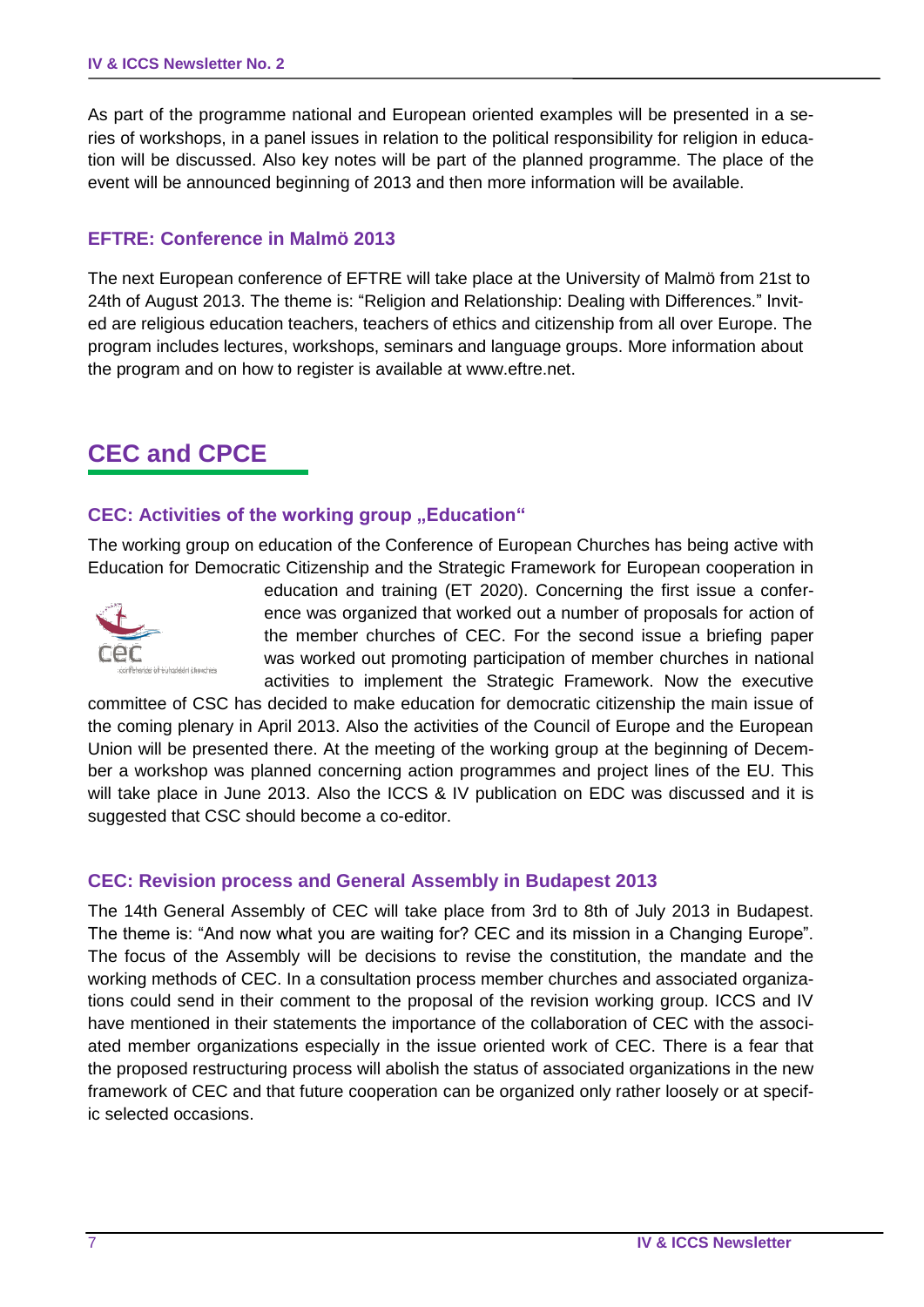As part of the programme national and European oriented examples will be presented in a series of workshops, in a panel issues in relation to the political responsibility for religion in education will be discussed. Also key notes will be part of the planned programme. The place of the event will be announced beginning of 2013 and then more information will be available.

### EFTRE: Conference in Malmö 2013

The next European conference of EFTRE will take place at the University of Malmö from 21st to 24th of August 2013. The theme is: "Religion and Relationship: Dealing with Differences." Invited are religious education teachers, teachers of ethics and citizenship from all over Europe. The program includes lectures, workshops, seminars and language groups. More information about the program and on how to register is available at www.eftre.net.

## CEC and CPCE

### CEC: Activities of the working group „Education"

The working group on education of the Conference of European Churches has being active with Education for Democratic Citizenship and the Strategic Framework for European cooperation in education and training (ET 2020). Concerning the first issue a conference was organized that worked out a number of proposals for action of the member churches of CEC. For the second issue a briefing paper was worked out promoting participation of member churches in national activities to implement the Strategic Framework. Now the executive committee of CSC has decided to make education for democratic citizenship the main issue of the coming plenary in April 2013. Also the activities of the Council of Europe and the European Union will be presented there. At the meeting of the working group at the beginning of December a workshop was planned concerning action programmes and project lines of the EU. This will take place in June 2013. Also the ICCS & IV publication on EDC was discussed and it is suggested that CSC should become a co-editor.

### CEC: Revision process and General Assembly in Budapest 2013

The 14th General Assembly of CEC will take place from 3rd to 8th of July 2013 in Budapest. The theme is: "And now what you are waiting for? CEC and its mission in a Changing Europe". The focus of the Assembly will be decisions to revise the constitution, the mandate and the working methods of CEC. In a consultation process member churches and associated organizations could send in their comment to the proposal of the revision working group. ICCS and IV have mentioned in their statements the importance of the collaboration of CEC with the associated member organizations especially in the issue oriented work of CEC. There is a fear that the proposed restructuring process will abolish the status of associated organizations in the new framework of CEC and that future cooperation can be organized only rather loosely or at specific selected occasions.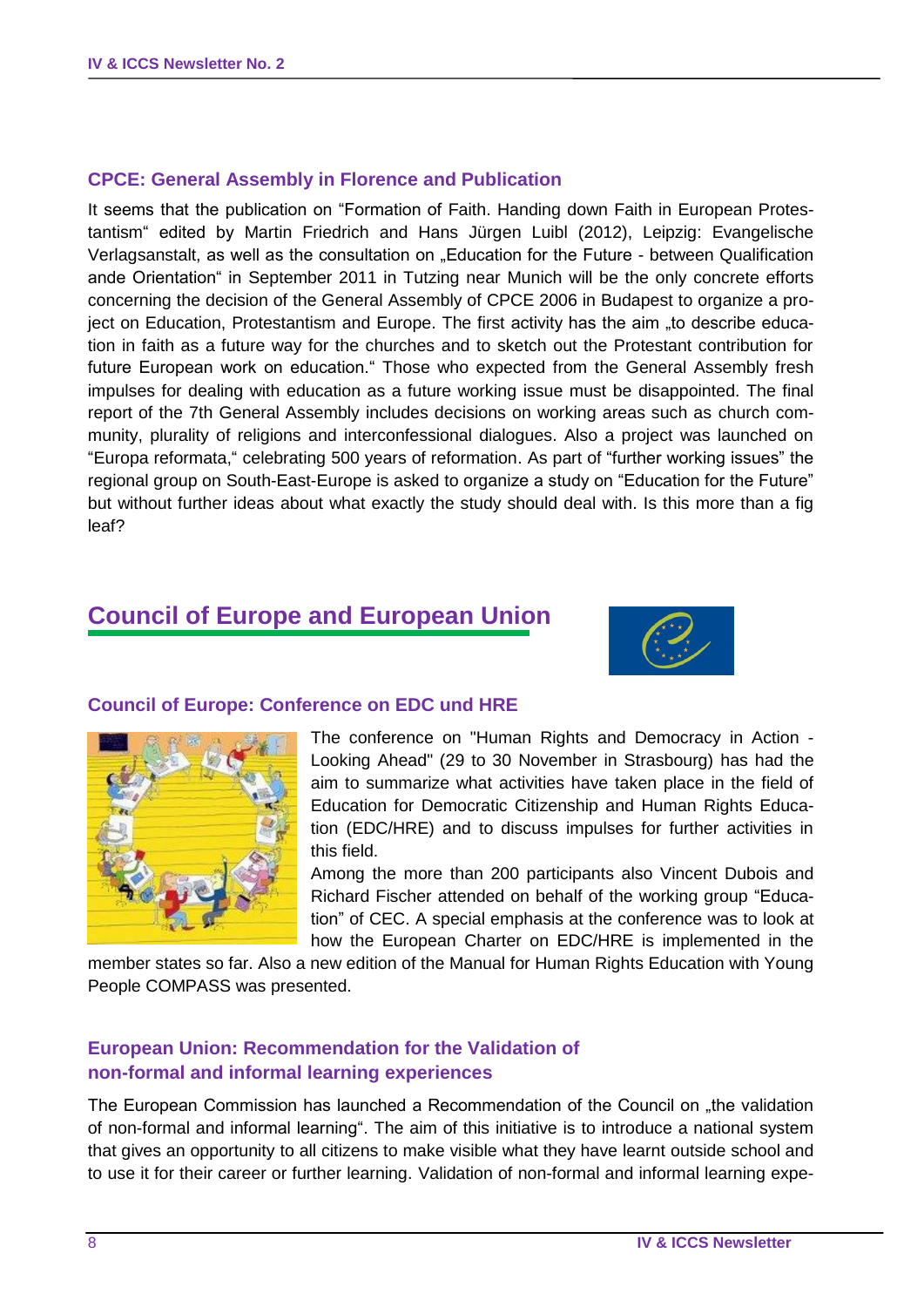### CPCE: General Assembly in Florence and Publication

It seems that the publication on “Formation of Faith. Handing down Faith in European Protestantism“ edited by Martin Friedrich and Hans Jürgen Luibl (2012), Leipzig: Evangelische Verlagsanstalt, as well as the consultation on „Education for the Future - between Qualification ande Orientation“ in September 2011 in Tutzing near Munich will be the only concrete efforts concerning the decision of the General Assembly of CPCE 2006 in Budapest to organize a project on Education, Protestantism and Europe. The first activity has the aim „to describe education in faith as a future way for the churches and to sketch out the Protestant contribution for future European work on education.“ Those who expected from the General Assembly fresh impulses for dealing with education as a future working issue must be disappointed. The final report of the 7th General Assembly includes decisions on working areas such as church community, plurality of religions and interconfessional dialogues. Also a project was launched on “Europa reformata,“ celebrating 500 years of reformation. As part of “further working issues” the regional group on South-East-Europe is asked to organize a study on “Education for the Future” but without further ideas about what exactly the study should deal with. Is this more than a fig leaf?

## Council of Europe and European Union

### Council of Europe: Conference on EDC und HRE

The conference on "Human Rights and Democracy in Action - Looking Ahead" (29 to 30 November in Strasbourg) has had the aim to summarize what activities have taken place in the field of Education for Democratic Citizenship and Human Rights Education (EDC/HRE) and to discuss impulses for further activities in this field.

Among the more than 200 participants also Vincent Dubois and Richard Fischer attended on behalf of the working group “Education” of CEC. A special emphasis at the conference was to look at how the European Charter on EDC/HRE is implemented in the member states so far. Also a new edition of the Manual for Human Rights Education with Young People COMPASS was presented.

### European Union: Recommendation for the Validation of non-formal and informal learning experiences

The European Commission has launched a Recommendation of the Council on „the validation of non-formal and informal learning“. The aim of this initiative is to introduce a national system that gives an opportunity to all citizens to make visible what they have learnt outside school and to use it for their career or further learning. Validation of non-formal and informal learning expe-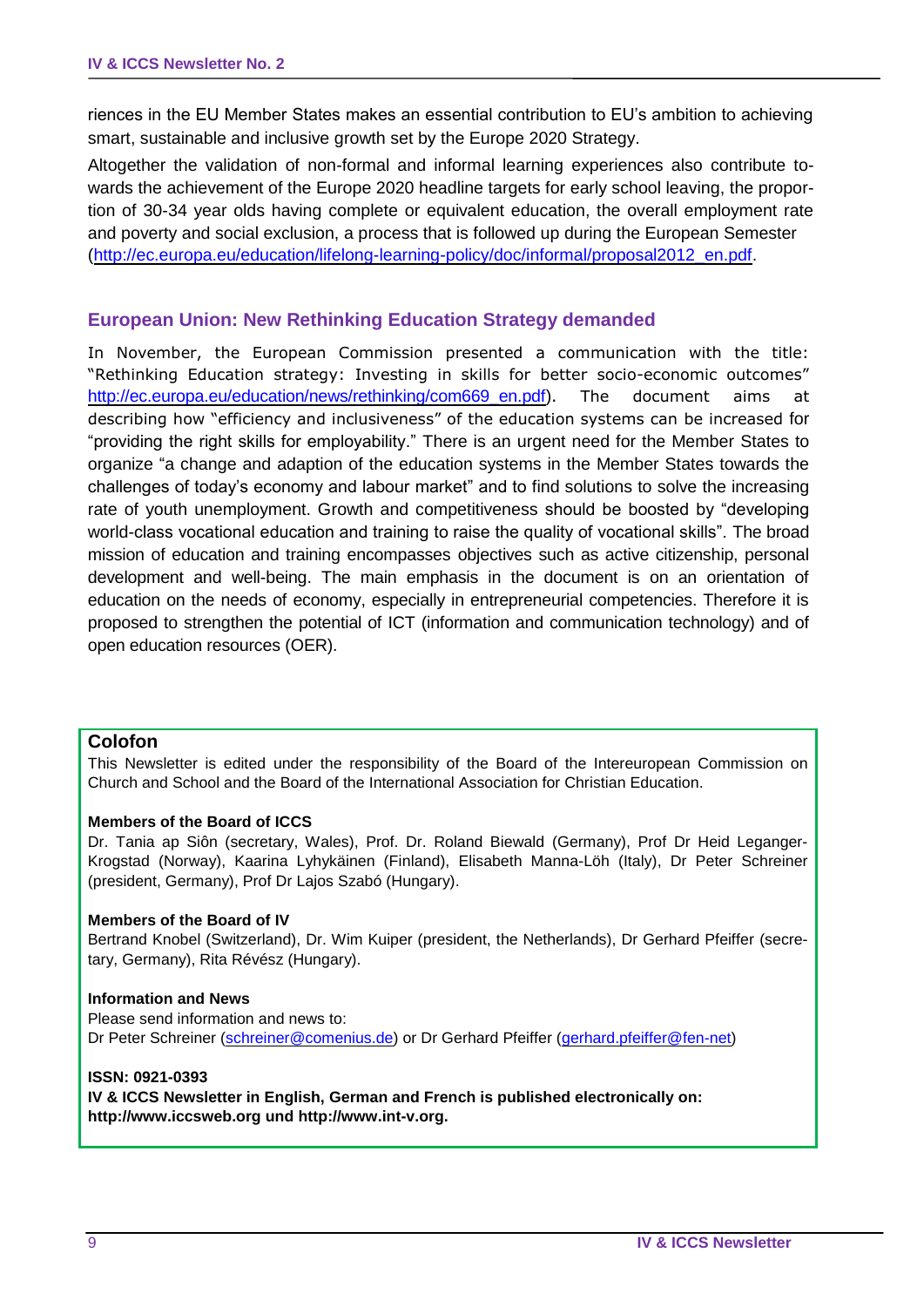riences in the EU Member States makes an essential contribution to EU's ambition to achieving smart, sustainable and inclusive growth set by the Europe 2020 Strategy.

Altogether the validation of non-formal and informal learning experiences also contribute towards the achievement of the Europe 2020 headline targets for early school leaving, the proportion of 30-34 year olds having complete or equivalent education, the overall employment rate and poverty and social exclusion, a process that is followed up during the European Semester (http://ec.europa.eu/education/lifelong-learning-policy/doc/informal/proposal2012_en.pdf.

## European Union: New Rethinking Education Strategy demanded

In November, the European Commission presented a communication with the title: "Rethinking Education strategy: Investing in skills for better socio-economic outcomes" http://ec.europa.eu/education/news/rethinking/com669_en.pdf). The document aims at describing how "efficiency and inclusiveness" of the education systems can be increased for "providing the right skills for employability." There is an urgent need for the Member States to organize "a change and adaption of the education systems in the Member States towards the challenges of today's economy and labour market" and to find solutions to solve the increasing rate of youth unemployment. Growth and competitiveness should be boosted by "developing world-class vocational education and training to raise the quality of vocational skills". The broad mission of education and training encompasses objectives such as active citizenship, personal development and well-being. The main emphasis in the document is on an orientation of education on the needs of economy, especially in entrepreneurial competencies. Therefore it is proposed to strengthen the potential of ICT (information and communication technology) and of open education resources (OER).

## Colofon

This Newsletter is edited under the responsibility of the Board of the Intereuropean Commission on Church and School and the Board of the International Association for Christian Education.

**Members of the Board of ICCS**

Dr. Tania ap Siôn (secretary, Wales), Prof. Dr. Roland Biewald (Germany), Prof Dr Heid Leganger-Krogstad (Norway), Kaarina Lyhykäinen (Finland), Elisabeth Manna-Löh (Italy), Dr Peter Schreiner (president, Germany), Prof Dr Lajos Szabó (Hungary).

**Members of the Board of IV**

Bertrand Knobel (Switzerland), Dr. Wim Kuiper (president, the Netherlands), Dr Gerhard Pfeiffer (secretary, Germany), Rita Révész (Hungary).

**Information and News**

Please send information and news to:
Dr Peter Schreiner (schreiner@comenius.de) or Dr Gerhard Pfeiffer (gerhard.pfeiffer@fen-net)

**ISSN: 0921-0393**
**IV & ICCS Newsletter in English, German and French is published electronically on: http://www.iccsweb.org und http://www.int-v.org.**